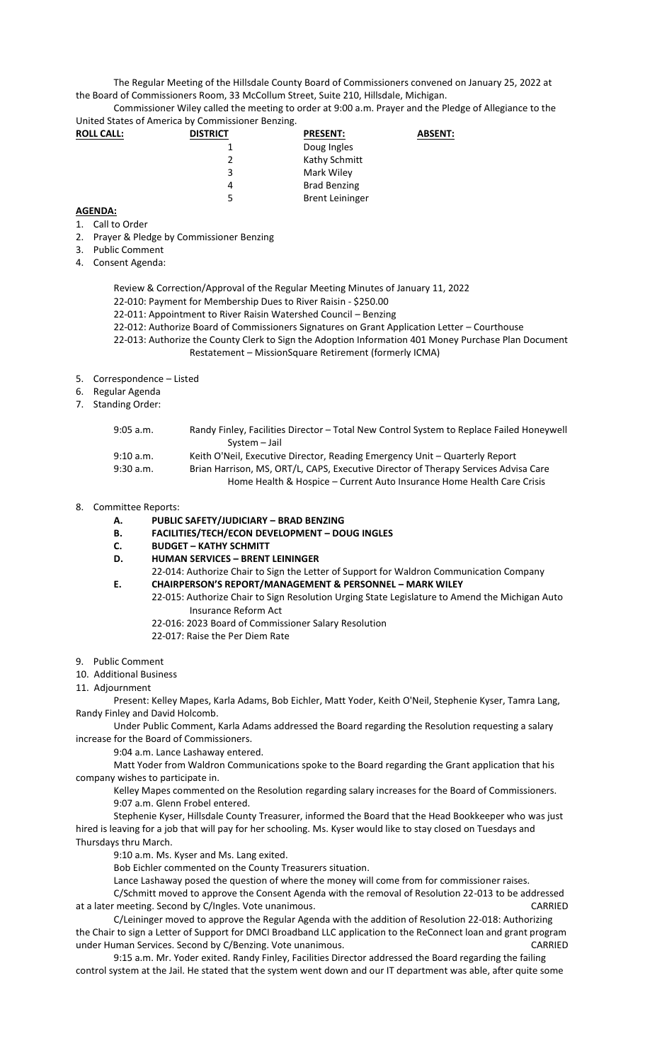The Regular Meeting of the Hillsdale County Board of Commissioners convened on January 25, 2022 at the Board of Commissioners Room, 33 McCollum Street, Suite 210, Hillsdale, Michigan.

Commissioner Wiley called the meeting to order at 9:00 a.m. Prayer and the Pledge of Allegiance to the United States of America by Commissioner Benzing.

| **ROLL CALL:** | **DISTRICT** | **PRESENT:** | **ABSENT:** |
|---|---|---|---|
| | 1 | Doug Ingles | |
| | 2 | Kathy Schmitt | |
| | 3 | Mark Wiley | |
| | 4 | Brad Benzing | |
| | 5 | Brent Leininger | |

**AGENDA:**

1. Call to Order
2. Prayer & Pledge by Commissioner Benzing
3. Public Comment
4. Consent Agenda:

   Review & Correction/Approval of the Regular Meeting Minutes of January 11, 2022
   22-010: Payment for Membership Dues to River Raisin - $250.00
   22-011: Appointment to River Raisin Watershed Council – Benzing
   22-012: Authorize Board of Commissioners Signatures on Grant Application Letter – Courthouse
   22-013: Authorize the County Clerk to Sign the Adoption Information 401 Money Purchase Plan Document Restatement – MissionSquare Retirement (formerly ICMA)

5. Correspondence – Listed
6. Regular Agenda
7. Standing Order:

   9:05 a.m. Randy Finley, Facilities Director – Total New Control System to Replace Failed Honeywell System – Jail
   9:10 a.m. Keith O'Neil, Executive Director, Reading Emergency Unit – Quarterly Report
   9:30 a.m. Brian Harrison, MS, ORT/L, CAPS, Executive Director of Therapy Services Advisa Care Home Health & Hospice – Current Auto Insurance Home Health Care Crisis

8. Committee Reports:
   - **A. PUBLIC SAFETY/JUDICIARY – BRAD BENZING**
   - **B. FACILITIES/TECH/ECON DEVELOPMENT – DOUG INGLES**
   - **C. BUDGET – KATHY SCHMITT**
   - **D. HUMAN SERVICES – BRENT LEININGER**
     22-014: Authorize Chair to Sign the Letter of Support for Waldron Communication Company
   - **E. CHAIRPERSON'S REPORT/MANAGEMENT & PERSONNEL – MARK WILEY**
     22-015: Authorize Chair to Sign Resolution Urging State Legislature to Amend the Michigan Auto Insurance Reform Act
     22-016: 2023 Board of Commissioner Salary Resolution
     22-017: Raise the Per Diem Rate

9. Public Comment
10. Additional Business
11. Adjournment

Present: Kelley Mapes, Karla Adams, Bob Eichler, Matt Yoder, Keith O'Neil, Stephenie Kyser, Tamra Lang, Randy Finley and David Holcomb.

Under Public Comment, Karla Adams addressed the Board regarding the Resolution requesting a salary increase for the Board of Commissioners.

9:04 a.m. Lance Lashaway entered.

Matt Yoder from Waldron Communications spoke to the Board regarding the Grant application that his company wishes to participate in.

Kelley Mapes commented on the Resolution regarding salary increases for the Board of Commissioners.

9:07 a.m. Glenn Frobel entered.

Stephenie Kyser, Hillsdale County Treasurer, informed the Board that the Head Bookkeeper who was just hired is leaving for a job that will pay for her schooling. Ms. Kyser would like to stay closed on Tuesdays and Thursdays thru March.

9:10 a.m. Ms. Kyser and Ms. Lang exited.

Bob Eichler commented on the County Treasurers situation.

Lance Lashaway posed the question of where the money will come from for commissioner raises.

C/Schmitt moved to approve the Consent Agenda with the removal of Resolution 22-013 to be addressed at a later meeting. Second by C/Ingles. Vote unanimous. CARRIED

C/Leininger moved to approve the Regular Agenda with the addition of Resolution 22-018: Authorizing the Chair to sign a Letter of Support for DMCI Broadband LLC application to the ReConnect loan and grant program under Human Services. Second by C/Benzing. Vote unanimous. CARRIED

9:15 a.m. Mr. Yoder exited. Randy Finley, Facilities Director addressed the Board regarding the failing control system at the Jail. He stated that the system went down and our IT department was able, after quite some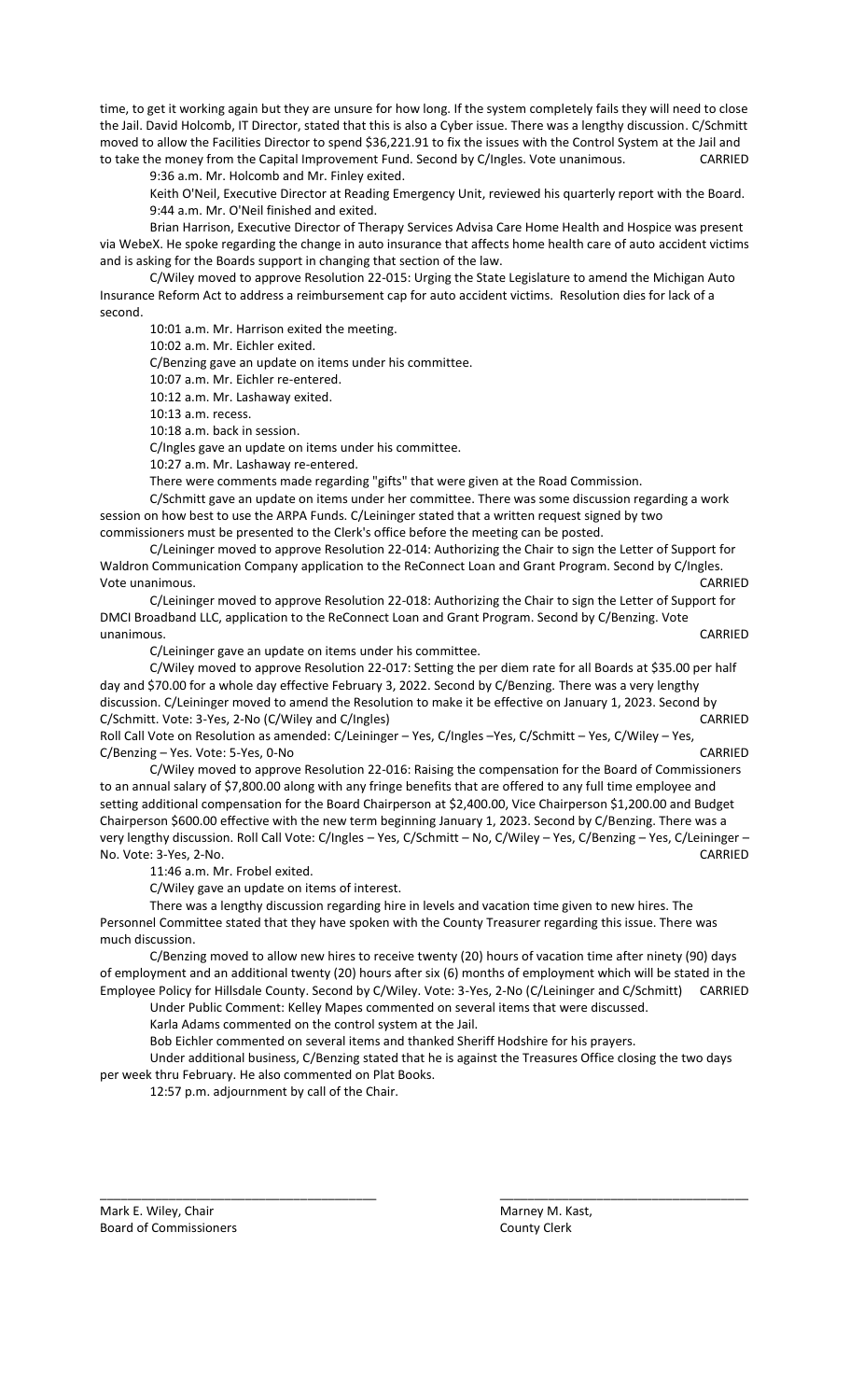time, to get it working again but they are unsure for how long. If the system completely fails they will need to close the Jail. David Holcomb, IT Director, stated that this is also a Cyber issue. There was a lengthy discussion. C/Schmitt moved to allow the Facilities Director to spend $36,221.91 to fix the issues with the Control System at the Jail and to take the money from the Capital Improvement Fund. Second by C/Ingles. Vote unanimous. CARRIED

9:36 a.m. Mr. Holcomb and Mr. Finley exited.

Keith O'Neil, Executive Director at Reading Emergency Unit, reviewed his quarterly report with the Board.

9:44 a.m. Mr. O'Neil finished and exited.

Brian Harrison, Executive Director of Therapy Services Advisa Care Home Health and Hospice was present via WebeX. He spoke regarding the change in auto insurance that affects home health care of auto accident victims and is asking for the Boards support in changing that section of the law.

C/Wiley moved to approve Resolution 22-015: Urging the State Legislature to amend the Michigan Auto Insurance Reform Act to address a reimbursement cap for auto accident victims. Resolution dies for lack of a second.

10:01 a.m. Mr. Harrison exited the meeting.

10:02 a.m. Mr. Eichler exited.

C/Benzing gave an update on items under his committee.

10:07 a.m. Mr. Eichler re-entered.

10:12 a.m. Mr. Lashaway exited.

10:13 a.m. recess.

10:18 a.m. back in session.

C/Ingles gave an update on items under his committee.

10:27 a.m. Mr. Lashaway re-entered.

There were comments made regarding "gifts" that were given at the Road Commission.

C/Schmitt gave an update on items under her committee. There was some discussion regarding a work session on how best to use the ARPA Funds. C/Leininger stated that a written request signed by two commissioners must be presented to the Clerk's office before the meeting can be posted.

C/Leininger moved to approve Resolution 22-014: Authorizing the Chair to sign the Letter of Support for Waldron Communication Company application to the ReConnect Loan and Grant Program. Second by C/Ingles. Vote unanimous. CARRIED

C/Leininger moved to approve Resolution 22-018: Authorizing the Chair to sign the Letter of Support for DMCI Broadband LLC, application to the ReConnect Loan and Grant Program. Second by C/Benzing. Vote unanimous. CARRIED

C/Leininger gave an update on items under his committee.

C/Wiley moved to approve Resolution 22-017: Setting the per diem rate for all Boards at $35.00 per half day and $70.00 for a whole day effective February 3, 2022. Second by C/Benzing. There was a very lengthy discussion. C/Leininger moved to amend the Resolution to make it be effective on January 1, 2023. Second by C/Schmitt. Vote: 3-Yes, 2-No (C/Wiley and C/Ingles) CARRIED

Roll Call Vote on Resolution as amended: C/Leininger – Yes, C/Ingles –Yes, C/Schmitt – Yes, C/Wiley – Yes, C/Benzing – Yes. Vote: 5-Yes, 0-No CARRIED

C/Wiley moved to approve Resolution 22-016: Raising the compensation for the Board of Commissioners to an annual salary of $7,800.00 along with any fringe benefits that are offered to any full time employee and setting additional compensation for the Board Chairperson at $2,400.00, Vice Chairperson $1,200.00 and Budget Chairperson $600.00 effective with the new term beginning January 1, 2023. Second by C/Benzing. There was a very lengthy discussion. Roll Call Vote: C/Ingles – Yes, C/Schmitt – No, C/Wiley – Yes, C/Benzing – Yes, C/Leininger – No. Vote: 3-Yes, 2-No. CARRIED

11:46 a.m. Mr. Frobel exited.

C/Wiley gave an update on items of interest.

There was a lengthy discussion regarding hire in levels and vacation time given to new hires. The Personnel Committee stated that they have spoken with the County Treasurer regarding this issue. There was much discussion.

C/Benzing moved to allow new hires to receive twenty (20) hours of vacation time after ninety (90) days of employment and an additional twenty (20) hours after six (6) months of employment which will be stated in the Employee Policy for Hillsdale County. Second by C/Wiley. Vote: 3-Yes, 2-No (C/Leininger and C/Schmitt) CARRIED

Under Public Comment: Kelley Mapes commented on several items that were discussed.

Karla Adams commented on the control system at the Jail.

Bob Eichler commented on several items and thanked Sheriff Hodshire for his prayers.

Under additional business, C/Benzing stated that he is against the Treasures Office closing the two days per week thru February. He also commented on Plat Books.

12:57 p.m. adjournment by call of the Chair.

\_\_\_\_\_\_\_\_\_\_\_\_\_\_\_\_\_\_\_\_\_\_\_\_\_\_\_\_\_\_\_\_\_\_\_\_\_\_\_\_
Mark E. Wiley, Chair
Board of Commissioners

\_\_\_\_\_\_\_\_\_\_\_\_\_\_\_\_\_\_\_\_\_\_\_\_\_\_\_\_\_\_\_\_\_\_\_\_\_\_\_\_
Marney M. Kast,
County Clerk